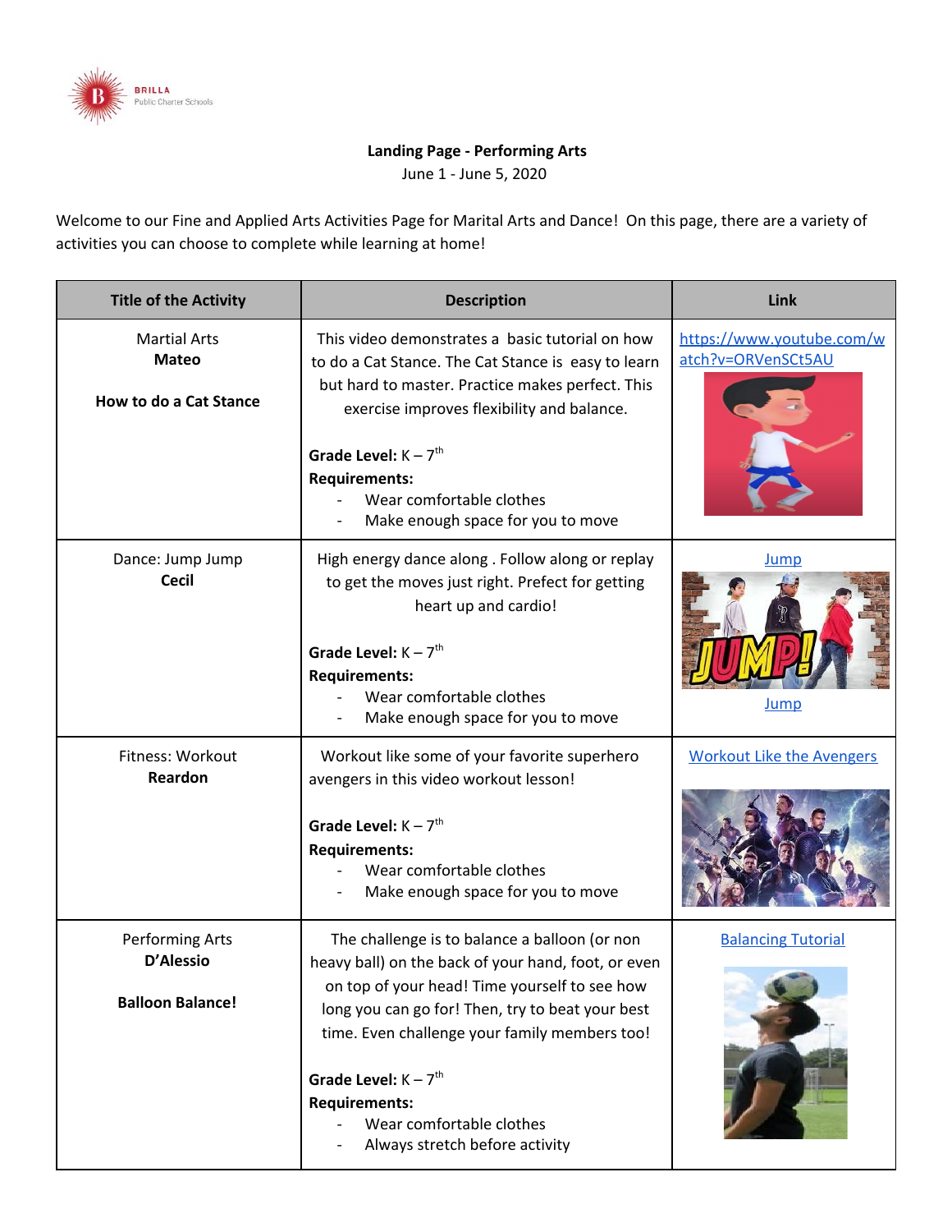BRILLA
Public Charter Schools

**Landing Page - Performing Arts**
June 1 - June 5, 2020

Welcome to our Fine and Applied Arts Activities Page for Marital Arts and Dance! On this page, there are a variety of activities you can choose to complete while learning at home!

| Title of the Activity | Description | Link |
|---|---|---|
| Martial Arts<br>**Mateo**<br><br>**How to do a Cat Stance** | This video demonstrates a basic tutorial on how to do a Cat Stance. The Cat Stance is easy to learn but hard to master. Practice makes perfect. This exercise improves flexibility and balance.<br><br>**Grade Level:** K – 7th<br>**Requirements:**<br>- Wear comfortable clothes<br>- Make enough space for you to move | https://www.youtube.com/watch?v=ORVenSCt5AU |
| Dance: Jump Jump<br>**Cecil** | High energy dance along . Follow along or replay to get the moves just right. Prefect for getting heart up and cardio!<br><br>**Grade Level:** K – 7th<br>**Requirements:**<br>- Wear comfortable clothes<br>- Make enough space for you to move | Jump<br><br>Jump |
| Fitness: Workout<br>**Reardon** | Workout like some of your favorite superhero avengers in this video workout lesson!<br><br>**Grade Level:** K – 7th<br>**Requirements:**<br>- Wear comfortable clothes<br>- Make enough space for you to move | Workout Like the Avengers |
| Performing Arts<br>**D'Alessio**<br><br>**Balloon Balance!** | The challenge is to balance a balloon (or non heavy ball) on the back of your hand, foot, or even on top of your head! Time yourself to see how long you can go for! Then, try to beat your best time. Even challenge your family members too!<br><br>**Grade Level:** K – 7th<br>**Requirements:**<br>- Wear comfortable clothes<br>- Always stretch before activity | Balancing Tutorial |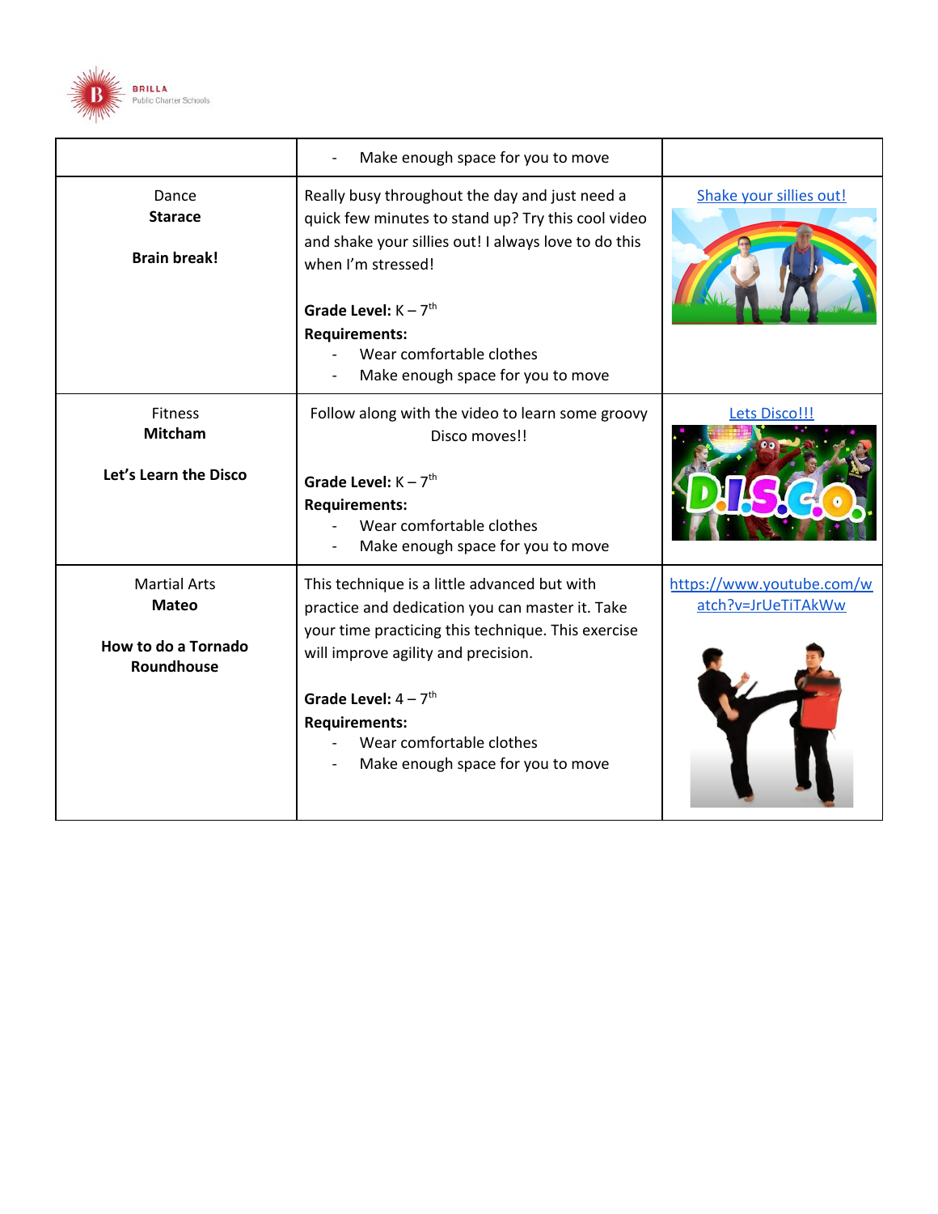| | | |
|---|---|---|
| | - Make enough space for you to move | |
| Dance<br>**Starace**<br><br>**Brain break!** | Really busy throughout the day and just need a quick few minutes to stand up? Try this cool video and shake your sillies out! I always love to do this when I'm stressed!<br><br>**Grade Level:** K – 7th<br>**Requirements:**<br>- Wear comfortable clothes<br>- Make enough space for you to move | Shake your sillies out! |
| Fitness<br>**Mitcham**<br><br>**Let's Learn the Disco** | Follow along with the video to learn some groovy Disco moves!!<br><br>**Grade Level:** K – 7th<br>**Requirements:**<br>- Wear comfortable clothes<br>- Make enough space for you to move | Lets Disco!!! |
| Martial Arts<br>**Mateo**<br><br>**How to do a Tornado Roundhouse** | This technique is a little advanced but with practice and dedication you can master it. Take your time practicing this technique. This exercise will improve agility and precision.<br><br>**Grade Level:** 4 – 7th<br>**Requirements:**<br>- Wear comfortable clothes<br>- Make enough space for you to move | https://www.youtube.com/watch?v=JrUeTiTAkWw |